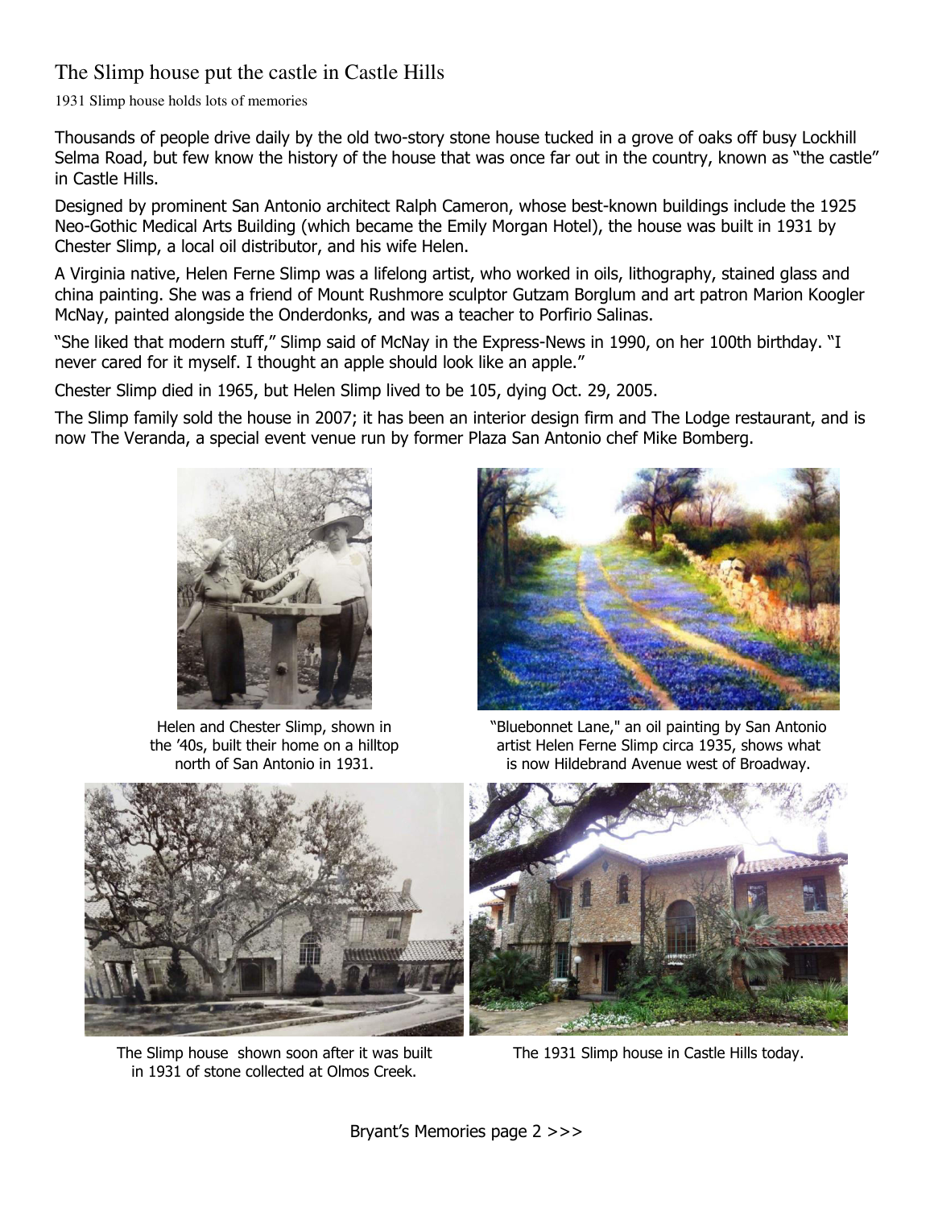# The Slimp house put the castle in Castle Hills

1931 Slimp house holds lots of memories

Thousands of people drive daily by the old two-story stone house tucked in a grove of oaks off busy Lockhill Selma Road, but few know the history of the house that was once far out in the country, known as "the castle" in Castle Hills.

Designed by prominent San Antonio architect Ralph Cameron, whose best-known buildings include the 1925 Neo-Gothic Medical Arts Building (which became the Emily Morgan Hotel), the house was built in 1931 by Chester Slimp, a local oil distributor, and his wife Helen.

A Virginia native, Helen Ferne Slimp was a lifelong artist, who worked in oils, lithography, stained glass and china painting. She was a friend of Mount Rushmore sculptor Gutzam Borglum and art patron Marion Koogler McNay, painted alongside the Onderdonks, and was a teacher to Porfirio Salinas.

"She liked that modern stuff," Slimp said of McNay in the Express-News in 1990, on her 100th birthday. "I never cared for it myself. I thought an apple should look like an apple."

Chester Slimp died in 1965, but Helen Slimp lived to be 105, dying Oct. 29, 2005.

The Slimp family sold the house in 2007; it has been an interior design firm and The Lodge restaurant, and is now The Veranda, a special event venue run by former Plaza San Antonio chef Mike Bomberg.

Helen and Chester Slimp, shown in the '40s, built their home on a hilltop north of San Antonio in 1931.

"Bluebonnet Lane," an oil painting by San Antonio artist Helen Ferne Slimp circa 1935, shows what is now Hildebrand Avenue west of Broadway.

The Slimp house shown soon after it was built in 1931 of stone collected at Olmos Creek.

The 1931 Slimp house in Castle Hills today.

Bryant's Memories page 2 >>>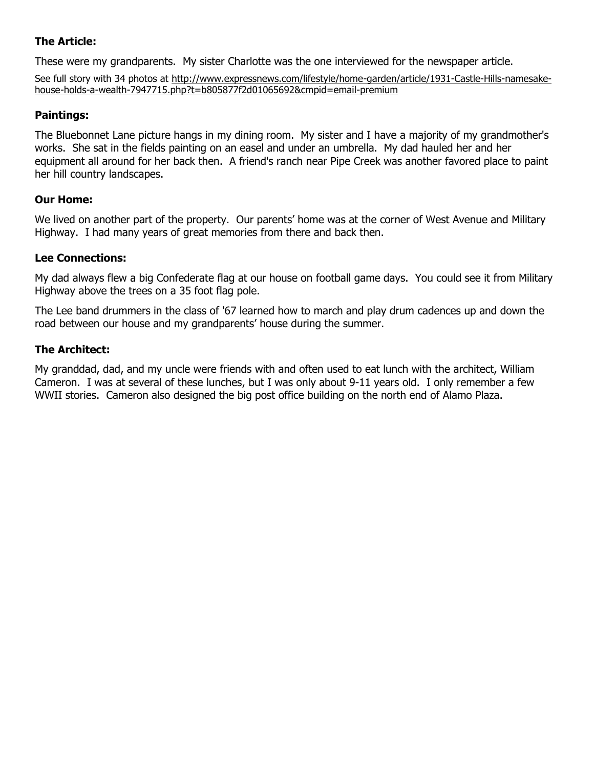**The Article:**

These were my grandparents. My sister Charlotte was the one interviewed for the newspaper article.

See full story with 34 photos at http://www.expressnews.com/lifestyle/home-garden/article/1931-Castle-Hills-namesake-house-holds-a-wealth-7947715.php?t=b805877f2d01065692&cmpid=email-premium

**Paintings:**

The Bluebonnet Lane picture hangs in my dining room. My sister and I have a majority of my grandmother's works. She sat in the fields painting on an easel and under an umbrella. My dad hauled her and her equipment all around for her back then. A friend's ranch near Pipe Creek was another favored place to paint her hill country landscapes.

**Our Home:**

We lived on another part of the property. Our parents' home was at the corner of West Avenue and Military Highway. I had many years of great memories from there and back then.

**Lee Connections:**

My dad always flew a big Confederate flag at our house on football game days. You could see it from Military Highway above the trees on a 35 foot flag pole.

The Lee band drummers in the class of '67 learned how to march and play drum cadences up and down the road between our house and my grandparents' house during the summer.

**The Architect:**

My granddad, dad, and my uncle were friends with and often used to eat lunch with the architect, William Cameron. I was at several of these lunches, but I was only about 9-11 years old. I only remember a few WWII stories. Cameron also designed the big post office building on the north end of Alamo Plaza.